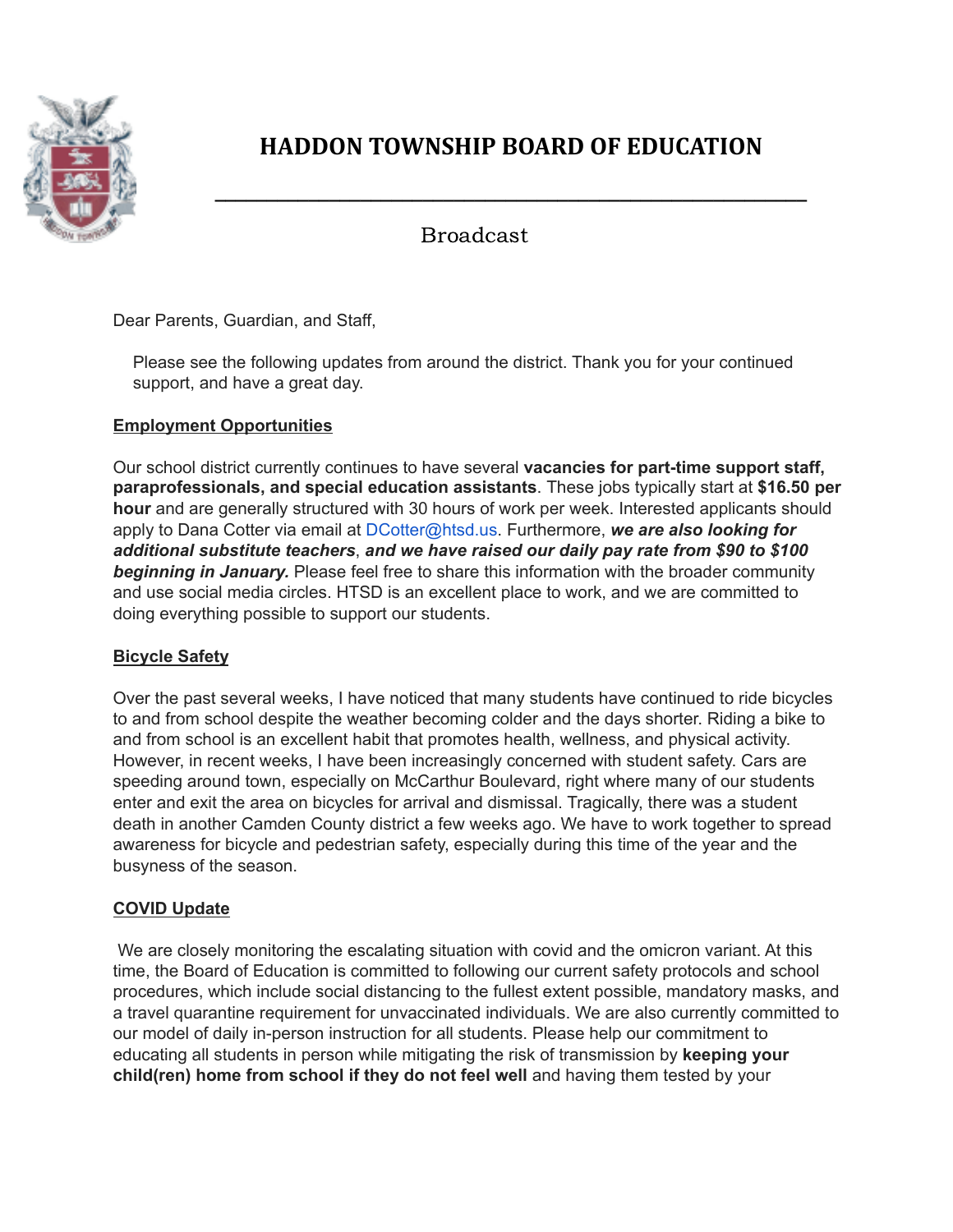# HADDON TOWNSHIP BOARD OF EDUCATION

## Broadcast

Dear Parents, Guardian, and Staff,

Please see the following updates from around the district. Thank you for your continued support, and have a great day.

**Employment Opportunities**

Our school district currently continues to have several **vacancies for part-time support staff, paraprofessionals, and special education assistants**. These jobs typically start at **$16.50 per hour** and are generally structured with 30 hours of work per week. Interested applicants should apply to Dana Cotter via email at DCotter@htsd.us. Furthermore, ***we are also looking for additional substitute teachers***, ***and we have raised our daily pay rate from $90 to $100 beginning in January.*** Please feel free to share this information with the broader community and use social media circles. HTSD is an excellent place to work, and we are committed to doing everything possible to support our students.

**Bicycle Safety**

Over the past several weeks, I have noticed that many students have continued to ride bicycles to and from school despite the weather becoming colder and the days shorter. Riding a bike to and from school is an excellent habit that promotes health, wellness, and physical activity. However, in recent weeks, I have been increasingly concerned with student safety. Cars are speeding around town, especially on McCarthur Boulevard, right where many of our students enter and exit the area on bicycles for arrival and dismissal. Tragically, there was a student death in another Camden County district a few weeks ago. We have to work together to spread awareness for bicycle and pedestrian safety, especially during this time of the year and the busyness of the season.

**COVID Update**

We are closely monitoring the escalating situation with covid and the omicron variant. At this time, the Board of Education is committed to following our current safety protocols and school procedures, which include social distancing to the fullest extent possible, mandatory masks, and a travel quarantine requirement for unvaccinated individuals. We are also currently committed to our model of daily in-person instruction for all students. Please help our commitment to educating all students in person while mitigating the risk of transmission by **keeping your child(ren) home from school if they do not feel well** and having them tested by your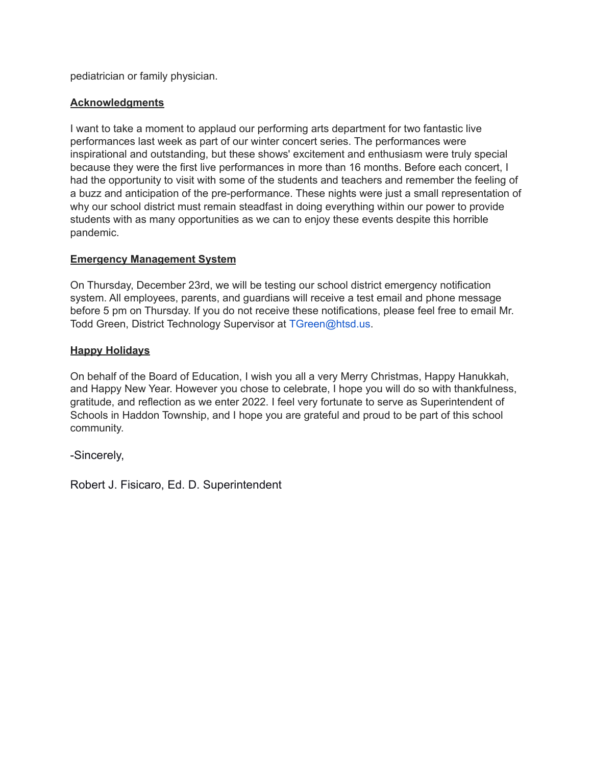pediatrician or family physician.

## **Acknowledgments**

I want to take a moment to applaud our performing arts department for two fantastic live performances last week as part of our winter concert series. The performances were inspirational and outstanding, but these shows' excitement and enthusiasm were truly special because they were the first live performances in more than 16 months. Before each concert, I had the opportunity to visit with some of the students and teachers and remember the feeling of a buzz and anticipation of the pre-performance. These nights were just a small representation of why our school district must remain steadfast in doing everything within our power to provide students with as many opportunities as we can to enjoy these events despite this horrible pandemic.

## **Emergency Management System**

On Thursday, December 23rd, we will be testing our school district emergency notification system. All employees, parents, and guardians will receive a test email and phone message before 5 pm on Thursday. If you do not receive these notifications, please feel free to email Mr. Todd Green, District Technology Supervisor at TGreen@htsd.us.

## **Happy Holidays**

On behalf of the Board of Education, I wish you all a very Merry Christmas, Happy Hanukkah, and Happy New Year. However you chose to celebrate, I hope you will do so with thankfulness, gratitude, and reflection as we enter 2022. I feel very fortunate to serve as Superintendent of Schools in Haddon Township, and I hope you are grateful and proud to be part of this school community.

-Sincerely,

Robert J. Fisicaro, Ed. D. Superintendent